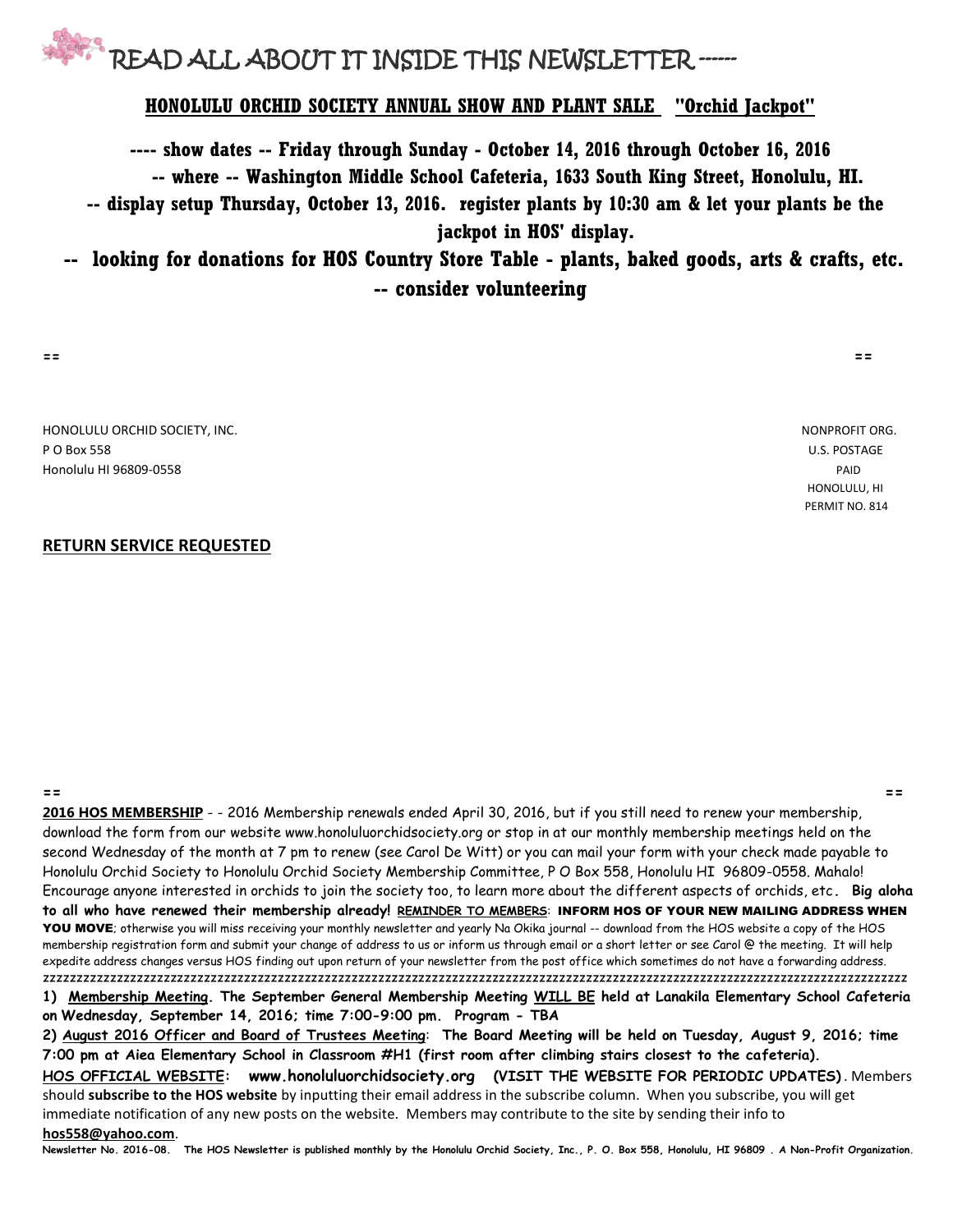# READ ALL ABOUT IT INSIDE THIS NEWSLETTER ------

**HONOLULU ORCHID SOCIETY ANNUAL SHOW AND PLANT SALE "Orchid Jackpot"**

**---- show dates -- Friday through Sunday - October 14, 2016 through October 16, 2016**

**-- where -- Washington Middle School Cafeteria, 1633 South King Street, Honolulu, HI.**

**-- display setup Thursday, October 13, 2016. register plants by 10:30 am & let your plants be the jackpot in HOS' display.**

**-- looking for donations for HOS Country Store Table - plants, baked goods, arts & crafts, etc.**

**-- consider volunteering**

== ==

HONOLULU ORCHID SOCIETY, INC.
P O Box 558
Honolulu HI 96809-0558

NONPROFIT ORG.
U.S. POSTAGE
PAID
HONOLULU, HI
PERMIT NO. 814

**RETURN SERVICE REQUESTED**

== ==

**2016 HOS MEMBERSHIP** - - 2016 Membership renewals ended April 30, 2016, but if you still need to renew your membership, download the form from our website www.honoluluorchidsociety.org or stop in at our monthly membership meetings held on the second Wednesday of the month at 7 pm to renew (see Carol De Witt) or you can mail your form with your check made payable to Honolulu Orchid Society to Honolulu Orchid Society Membership Committee, P O Box 558, Honolulu HI 96809-0558. Mahalo! Encourage anyone interested in orchids to join the society too, to learn more about the different aspects of orchids, etc. **Big aloha to all who have renewed their membership already!** REMINDER TO MEMBERS: **INFORM HOS OF YOUR NEW MAILING ADDRESS WHEN YOU MOVE**; otherwise you will miss receiving your monthly newsletter and yearly Na Okika journal -- download from the HOS website a copy of the HOS membership registration form and submit your change of address to us or inform us through email or a short letter or see Carol @ the meeting. It will help expedite address changes versus HOS finding out upon return of your newsletter from the post office which sometimes do not have a forwarding address.
zzzzzzzzzzzzzzzzzzzzzzzzzzzzzzzzzzzzzzzzzzzzzzzzzzzzzzzzzzzzzzzzzzzzzzzzzzzzzzzzzzzzzzzzzzzzzzzzzzzzzzzzzzzzzzzzzzzzzzzz

**1) Membership Meeting. The September General Membership Meeting WILL BE held at Lanakila Elementary School Cafeteria on Wednesday, September 14, 2016; time 7:00-9:00 pm. Program - TBA**

**2) August 2016 Officer and Board of Trustees Meeting: The Board Meeting will be held on Tuesday, August 9, 2016; time 7:00 pm at Aiea Elementary School in Classroom #H1 (first room after climbing stairs closest to the cafeteria).**

**HOS OFFICIAL WEBSITE: www.honoluluorchidsociety.org (VISIT THE WEBSITE FOR PERIODIC UPDATES)**. Members should **subscribe to the HOS website** by inputting their email address in the subscribe column. When you subscribe, you will get immediate notification of any new posts on the website. Members may contribute to the site by sending their info to **hos558@yahoo.com**.

**Newsletter No. 2016-08. The HOS Newsletter is published monthly by the Honolulu Orchid Society, Inc., P. O. Box 558, Honolulu, HI 96809 . A Non-Profit Organization.**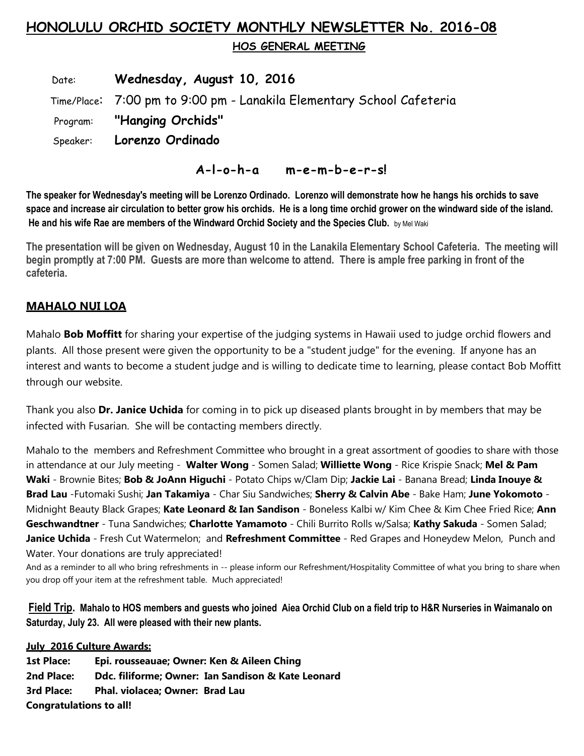# HONOLULU ORCHID SOCIETY MONTHLY NEWSLETTER No. 2016-08

## HOS GENERAL MEETING

Date: **Wednesday, August 10, 2016**

Time/Place: 7:00 pm to 9:00 pm - Lanakila Elementary School Cafeteria

Program: **"Hanging Orchids"**

Speaker: **Lorenzo Ordinado**

**A-l-o-h-a m-e-m-b-e-r-s!**

**The speaker for Wednesday's meeting will be Lorenzo Ordinado. Lorenzo will demonstrate how he hangs his orchids to save space and increase air circulation to better grow his orchids. He is a long time orchid grower on the windward side of the island. He and his wife Rae are members of the Windward Orchid Society and the Species Club.** by Mel Waki

**The presentation will be given on Wednesday, August 10 in the Lanakila Elementary School Cafeteria. The meeting will begin promptly at 7:00 PM. Guests are more than welcome to attend. There is ample free parking in front of the cafeteria.**

## MAHALO NUI LOA

Mahalo **Bob Moffitt** for sharing your expertise of the judging systems in Hawaii used to judge orchid flowers and plants. All those present were given the opportunity to be a "student judge" for the evening. If anyone has an interest and wants to become a student judge and is willing to dedicate time to learning, please contact Bob Moffitt through our website.

Thank you also **Dr. Janice Uchida** for coming in to pick up diseased plants brought in by members that may be infected with Fusarian. She will be contacting members directly.

Mahalo to the members and Refreshment Committee who brought in a great assortment of goodies to share with those in attendance at our July meeting - **Walter Wong** - Somen Salad; **Williette Wong** - Rice Krispie Snack; **Mel & Pam Waki** - Brownie Bites; **Bob & JoAnn Higuchi** - Potato Chips w/Clam Dip; **Jackie Lai** - Banana Bread; **Linda Inouye & Brad Lau** -Futomaki Sushi; **Jan Takamiya** - Char Siu Sandwiches; **Sherry & Calvin Abe** - Bake Ham; **June Yokomoto** - Midnight Beauty Black Grapes; **Kate Leonard & Ian Sandison** - Boneless Kalbi w/ Kim Chee & Kim Chee Fried Rice; **Ann Geschwandtner** - Tuna Sandwiches; **Charlotte Yamamoto** - Chili Burrito Rolls w/Salsa; **Kathy Sakuda** - Somen Salad; **Janice Uchida** - Fresh Cut Watermelon; and **Refreshment Committee** - Red Grapes and Honeydew Melon, Punch and Water. Your donations are truly appreciated!

And as a reminder to all who bring refreshments in -- please inform our Refreshment/Hospitality Committee of what you bring to share when you drop off your item at the refreshment table. Much appreciated!

**Field Trip. Mahalo to HOS members and guests who joined Aiea Orchid Club on a field trip to H&R Nurseries in Waimanalo on Saturday, July 23. All were pleased with their new plants.**

**July 2016 Culture Awards:**

**1st Place: Epi. rousseauae; Owner: Ken & Aileen Ching**
**2nd Place: Ddc. filiforme; Owner: Ian Sandison & Kate Leonard**
**3rd Place: Phal. violacea; Owner: Brad Lau**
**Congratulations to all!**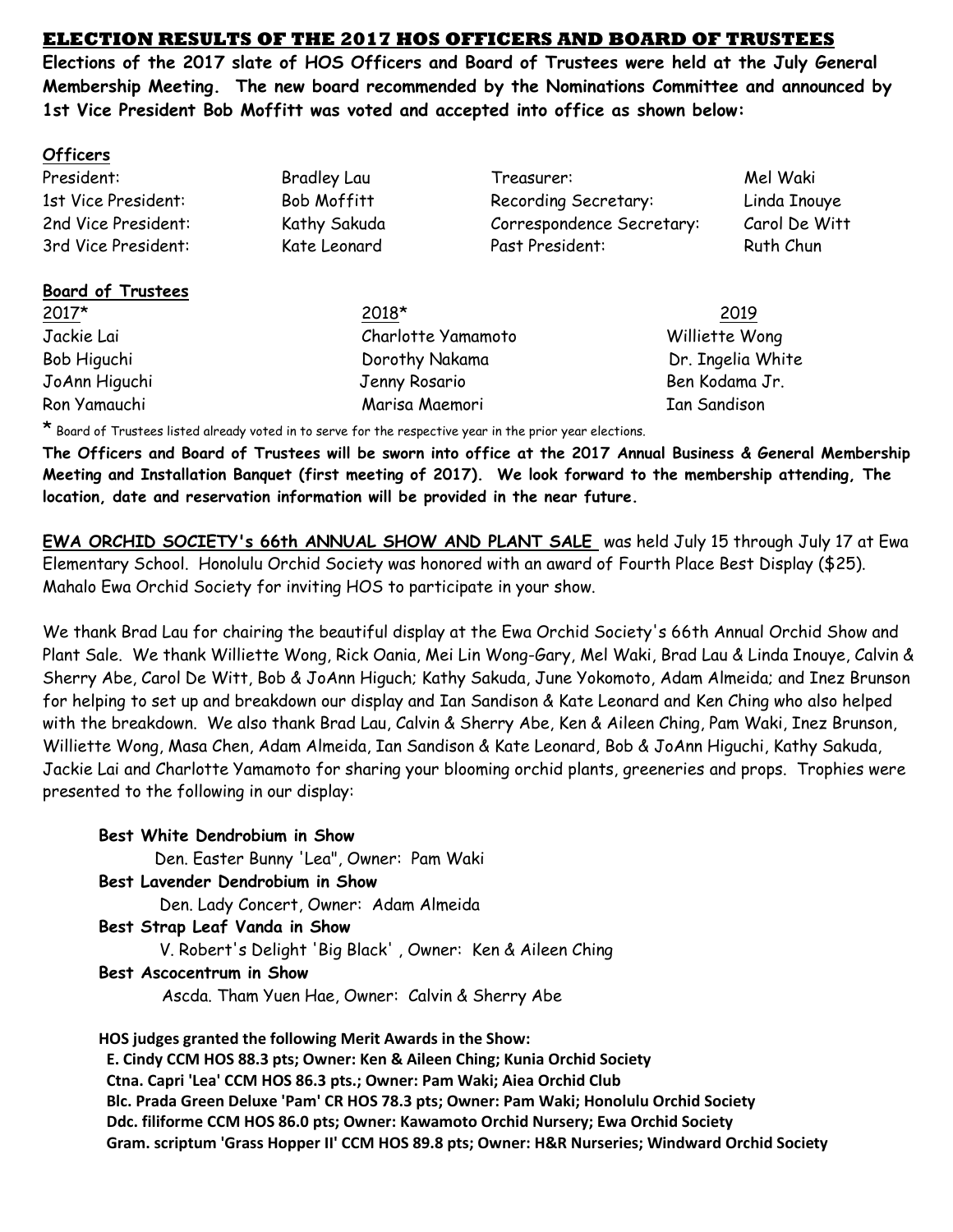## ELECTION RESULTS OF THE 2017 HOS OFFICERS AND BOARD OF TRUSTEES

**Elections of the 2017 slate of HOS Officers and Board of Trustees were held at the July General Membership Meeting. The new board recommended by the Nominations Committee and announced by 1st Vice President Bob Moffitt was voted and accepted into office as shown below:**

**Officers**

| | | | |
|---|---|---|---|
| President: | Bradley Lau | Treasurer: | Mel Waki |
| 1st Vice President: | Bob Moffitt | Recording Secretary: | Linda Inouye |
| 2nd Vice President: | Kathy Sakuda | Correspondence Secretary: | Carol De Witt |
| 3rd Vice President: | Kate Leonard | Past President: | Ruth Chun |

**Board of Trustees**

| 2017* | 2018* | 2019 |
|---|---|---|
| Jackie Lai | Charlotte Yamamoto | Williette Wong |
| Bob Higuchi | Dorothy Nakama | Dr. Ingelia White |
| JoAnn Higuchi | Jenny Rosario | Ben Kodama Jr. |
| Ron Yamauchi | Marisa Maemori | Ian Sandison |

* Board of Trustees listed already voted in to serve for the respective year in the prior year elections.

**The Officers and Board of Trustees will be sworn into office at the 2017 Annual Business & General Membership Meeting and Installation Banquet (first meeting of 2017). We look forward to the membership attending, The location, date and reservation information will be provided in the near future.**

**EWA ORCHID SOCIETY's 66th ANNUAL SHOW AND PLANT SALE** was held July 15 through July 17 at Ewa Elementary School. Honolulu Orchid Society was honored with an award of Fourth Place Best Display ($25). Mahalo Ewa Orchid Society for inviting HOS to participate in your show.

We thank Brad Lau for chairing the beautiful display at the Ewa Orchid Society's 66th Annual Orchid Show and Plant Sale. We thank Williette Wong, Rick Oania, Mei Lin Wong-Gary, Mel Waki, Brad Lau & Linda Inouye, Calvin & Sherry Abe, Carol De Witt, Bob & JoAnn Higuch; Kathy Sakuda, June Yokomoto, Adam Almeida; and Inez Brunson for helping to set up and breakdown our display and Ian Sandison & Kate Leonard and Ken Ching who also helped with the breakdown. We also thank Brad Lau, Calvin & Sherry Abe, Ken & Aileen Ching, Pam Waki, Inez Brunson, Williette Wong, Masa Chen, Adam Almeida, Ian Sandison & Kate Leonard, Bob & JoAnn Higuchi, Kathy Sakuda, Jackie Lai and Charlotte Yamamoto for sharing your blooming orchid plants, greeneries and props. Trophies were presented to the following in our display:

**Best White Dendrobium in Show**
Den. Easter Bunny 'Lea", Owner: Pam Waki

**Best Lavender Dendrobium in Show**
Den. Lady Concert, Owner: Adam Almeida

**Best Strap Leaf Vanda in Show**
V. Robert's Delight 'Big Black' , Owner: Ken & Aileen Ching

**Best Ascocentrum in Show**
Ascda. Tham Yuen Hae, Owner: Calvin & Sherry Abe

**HOS judges granted the following Merit Awards in the Show:**
**E. Cindy CCM HOS 88.3 pts; Owner: Ken & Aileen Ching; Kunia Orchid Society**
**Ctna. Capri 'Lea' CCM HOS 86.3 pts.; Owner: Pam Waki; Aiea Orchid Club**
**Blc. Prada Green Deluxe 'Pam' CR HOS 78.3 pts; Owner: Pam Waki; Honolulu Orchid Society**
**Ddc. filiforme CCM HOS 86.0 pts; Owner: Kawamoto Orchid Nursery; Ewa Orchid Society**
**Gram. scriptum 'Grass Hopper II' CCM HOS 89.8 pts; Owner: H&R Nurseries; Windward Orchid Society**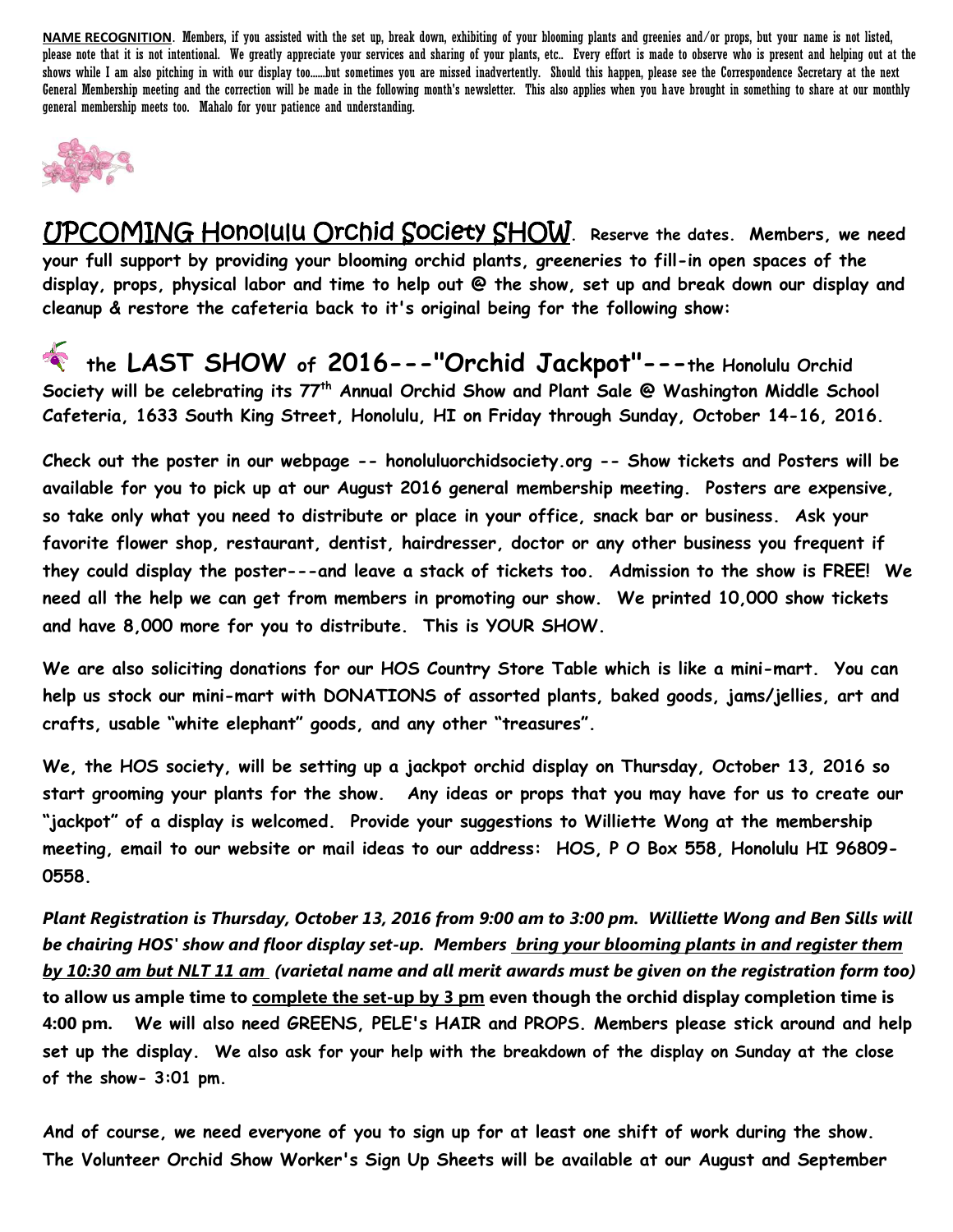**NAME RECOGNITION**. Members, if you assisted with the set up, break down, exhibiting of your blooming plants and greenies and/or props, but your name is not listed, please note that it is not intentional. We greatly appreciate your services and sharing of your plants, etc.. Every effort is made to observe who is present and helping out at the shows while I am also pitching in with our display too......but sometimes you are missed inadvertently. Should this happen, please see the Correspondence Secretary at the next General Membership meeting and the correction will be made in the following month's newsletter. This also applies when you have brought in something to share at our monthly general membership meets too. Mahalo for your patience and understanding.

## UPCOMING Honolulu Orchid Society SHOW.

**Reserve the dates. Members, we need your full support by providing your blooming orchid plants, greeneries to fill-in open spaces of the display, props, physical labor and time to help out @ the show, set up and break down our display and cleanup & restore the cafeteria back to it's original being for the following show:**

**the LAST SHOW of 2016---"Orchid Jackpot"---the Honolulu Orchid Society will be celebrating its 77th Annual Orchid Show and Plant Sale @ Washington Middle School Cafeteria, 1633 South King Street, Honolulu, HI on Friday through Sunday, October 14-16, 2016.**

**Check out the poster in our webpage -- honoluluorchidsociety.org -- Show tickets and Posters will be available for you to pick up at our August 2016 general membership meeting. Posters are expensive, so take only what you need to distribute or place in your office, snack bar or business. Ask your favorite flower shop, restaurant, dentist, hairdresser, doctor or any other business you frequent if they could display the poster---and leave a stack of tickets too. Admission to the show is FREE! We need all the help we can get from members in promoting our show. We printed 10,000 show tickets and have 8,000 more for you to distribute. This is YOUR SHOW.**

**We are also soliciting donations for our HOS Country Store Table which is like a mini-mart. You can help us stock our mini-mart with DONATIONS of assorted plants, baked goods, jams/jellies, art and crafts, usable "white elephant" goods, and any other "treasures".**

**We, the HOS society, will be setting up a jackpot orchid display on Thursday, October 13, 2016 so start grooming your plants for the show. Any ideas or props that you may have for us to create our "jackpot" of a display is welcomed. Provide your suggestions to Williette Wong at the membership meeting, email to our website or mail ideas to our address: HOS, P O Box 558, Honolulu HI 96809-0558.**

***Plant Registration is Thursday, October 13, 2016 from 9:00 am to 3:00 pm. Williette Wong and Ben Sills will be chairing HOS' show and floor display set-up. Members bring your blooming plants in and register them by 10:30 am but NLT 11 am (varietal name and all merit awards must be given on the registration form too)*** **to allow us ample time to complete the set-up by 3 pm even though the orchid display completion time is 4:00 pm. We will also need GREENS, PELE's HAIR and PROPS. Members please stick around and help set up the display. We also ask for your help with the breakdown of the display on Sunday at the close of the show- 3:01 pm.**

**And of course, we need everyone of you to sign up for at least one shift of work during the show. The Volunteer Orchid Show Worker's Sign Up Sheets will be available at our August and September**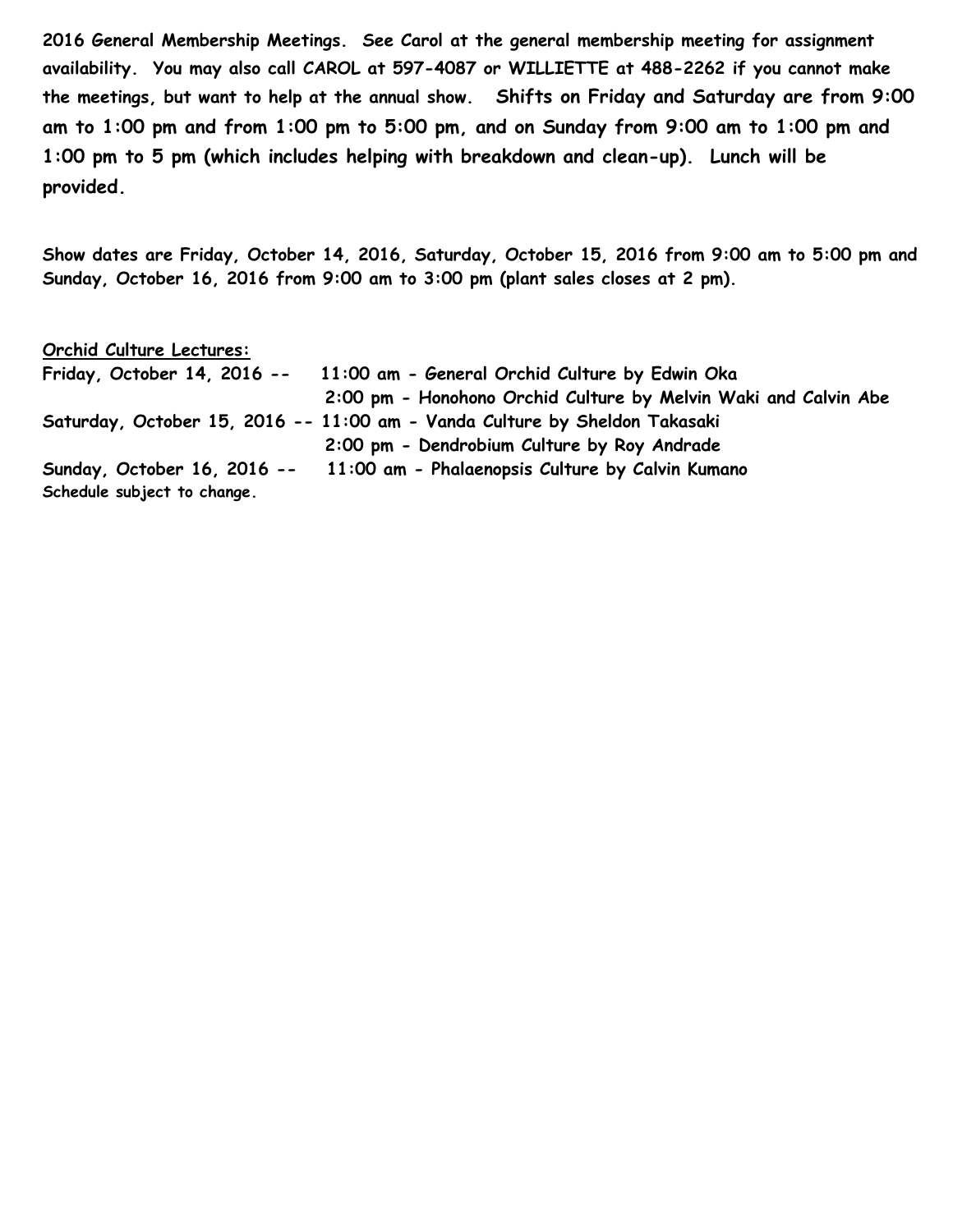**2016 General Membership Meetings. See Carol at the general membership meeting for assignment availability. You may also call CAROL at 597-4087 or WILLIETTE at 488-2262 if you cannot make the meetings, but want to help at the annual show. Shifts on Friday and Saturday are from 9:00 am to 1:00 pm and from 1:00 pm to 5:00 pm, and on Sunday from 9:00 am to 1:00 pm and 1:00 pm to 5 pm (which includes helping with breakdown and clean-up). Lunch will be provided.**

**Show dates are Friday, October 14, 2016, Saturday, October 15, 2016 from 9:00 am to 5:00 pm and Sunday, October 16, 2016 from 9:00 am to 3:00 pm (plant sales closes at 2 pm).**

**Orchid Culture Lectures:**

**Friday, October 14, 2016 -- 11:00 am - General Orchid Culture by Edwin Oka**
**2:00 pm - Honohono Orchid Culture by Melvin Waki and Calvin Abe**

**Saturday, October 15, 2016 -- 11:00 am - Vanda Culture by Sheldon Takasaki**
**2:00 pm - Dendrobium Culture by Roy Andrade**

**Sunday, October 16, 2016 -- 11:00 am - Phalaenopsis Culture by Calvin Kumano**

**Schedule subject to change.**